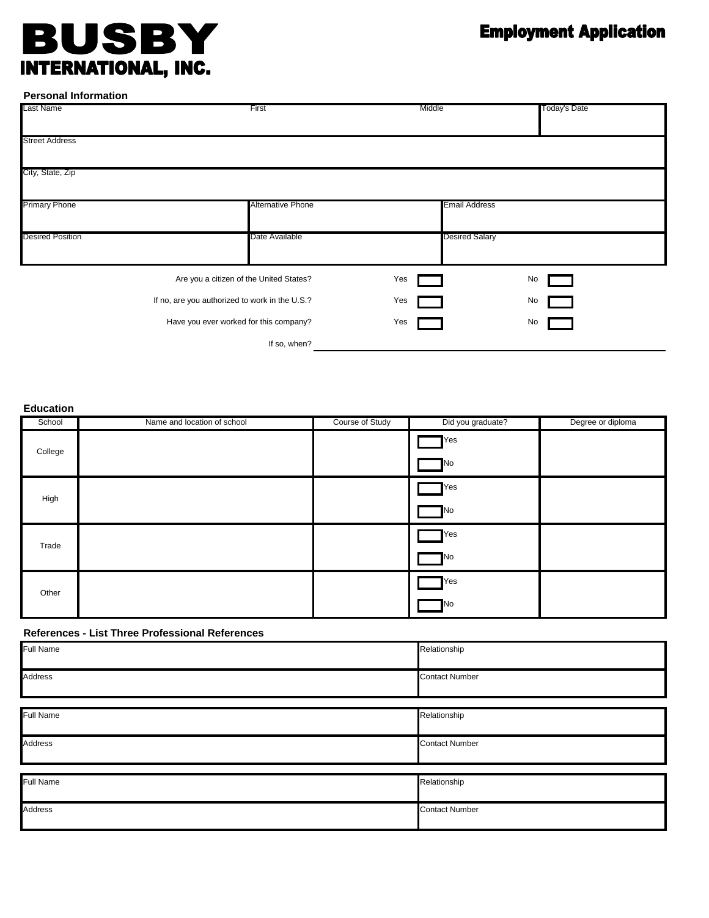# BUSBY INTERNATIONAL, INC.

## Employment Application

### Personal Information

| Last Name | First | Middle | Today's Date |
|---|---|---|---|
| | | | |

| Street Address |
|---|
| |

| City, State, Zip |
|---|
| |

| Primary Phone | Alternative Phone | Email Address |
|---|---|---|
| | | |

| Desired Position | Date Available | Desired Salary |
|---|---|---|
| | | |

| | | |
|---|---|---|
| Are you a citizen of the United States? | Yes ☐ | No ☐ |
| If no, are you authorized to work in the U.S.? | Yes ☐ | No ☐ |
| Have you ever worked for this company? | Yes ☐ | No ☐ |

If so, when? ______________________________

### Education

| School | Name and location of school | Course of Study | Did you graduate? | Degree or diploma |
|---|---|---|---|---|
| College | | | ☐ Yes ☐ No | |
| High | | | ☐ Yes ☐ No | |
| Trade | | | ☐ Yes ☐ No | |
| Other | | | ☐ Yes ☐ No | |

### References - List Three Professional References

| Full Name | Relationship |
|---|---|
| Address | Contact Number |

| Full Name | Relationship |
|---|---|
| Address | Contact Number |

| Full Name | Relationship |
|---|---|
| Address | Contact Number |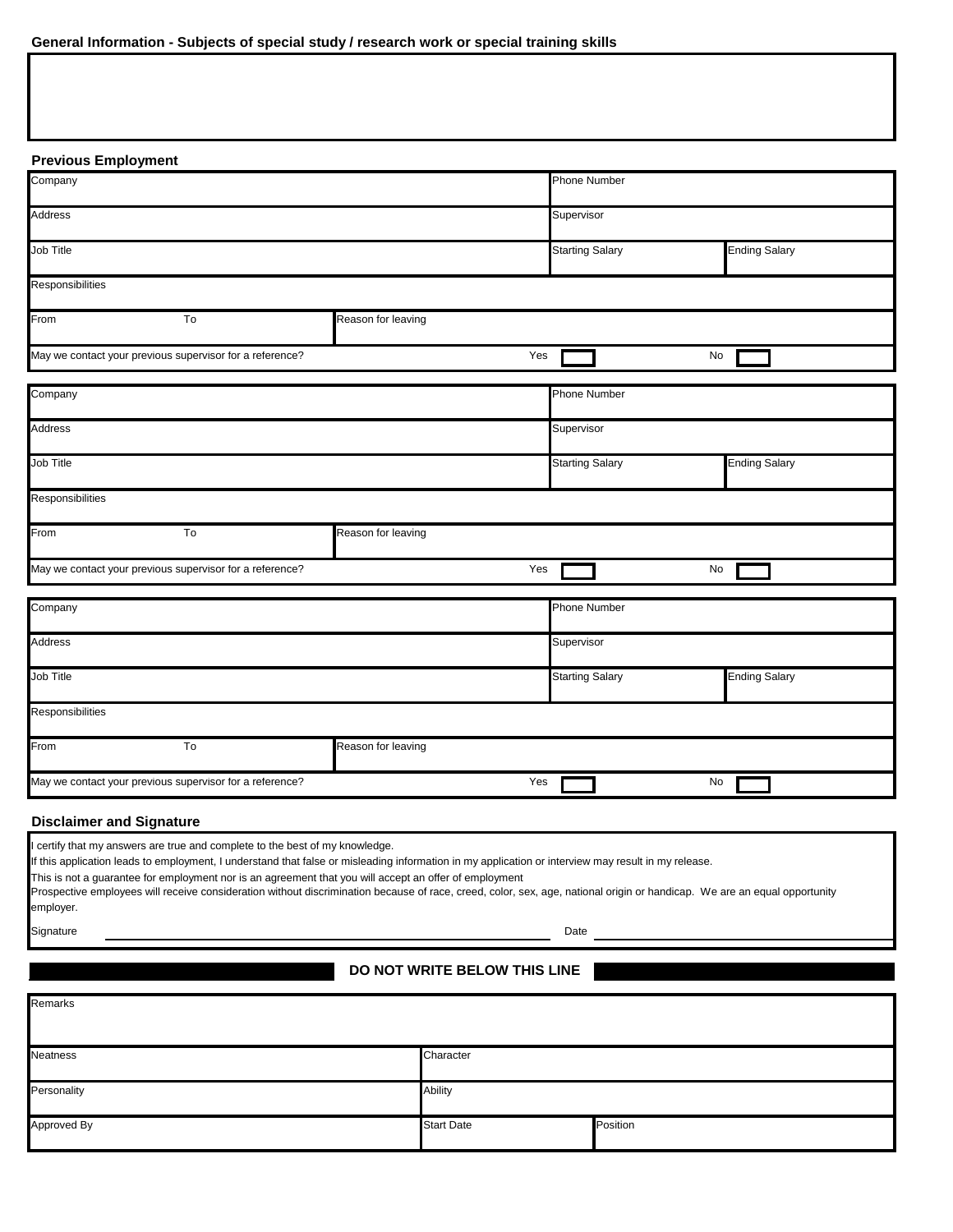**General Information - Subjects of special study / research work or special training skills**

| |
|---|
| |

**Previous Employment**

| | | | |
|---|---|---|---|
| Company | | Phone Number | |
| Address | | Supervisor | |
| Job Title | | Starting Salary | Ending Salary |
| Responsibilities | | | |
| From To | Reason for leaving | | |
| May we contact your previous supervisor for a reference? | | Yes ☐ | No ☐ |

| | | | |
|---|---|---|---|
| Company | | Phone Number | |
| Address | | Supervisor | |
| Job Title | | Starting Salary | Ending Salary |
| Responsibilities | | | |
| From To | Reason for leaving | | |
| May we contact your previous supervisor for a reference? | | Yes ☐ | No ☐ |

| | | | |
|---|---|---|---|
| Company | | Phone Number | |
| Address | | Supervisor | |
| Job Title | | Starting Salary | Ending Salary |
| Responsibilities | | | |
| From To | Reason for leaving | | |
| May we contact your previous supervisor for a reference? | | Yes ☐ | No ☐ |

**Disclaimer and Signature**

I certify that my answers are true and complete to the best of my knowledge.

If this application leads to employment, I understand that false or misleading information in my application or interview may result in my release.

This is not a guarantee for employment nor is an agreement that you will accept an offer of employment

Prospective employees will receive consideration without discrimination because of race, creed, color, sex, age, national origin or handicap. We are an equal opportunity employer.

Signature \_\_\_\_\_\_\_\_\_\_\_\_\_\_\_\_\_\_\_\_\_\_\_\_\_\_\_\_\_\_ Date \_\_\_\_\_\_\_\_\_\_\_\_\_\_\_\_\_\_\_\_

**DO NOT WRITE BELOW THIS LINE**

| | | |
|---|---|---|
| Remarks | | |
| Neatness | Character | |
| Personality | Ability | |
| Approved By | Start Date | Position |